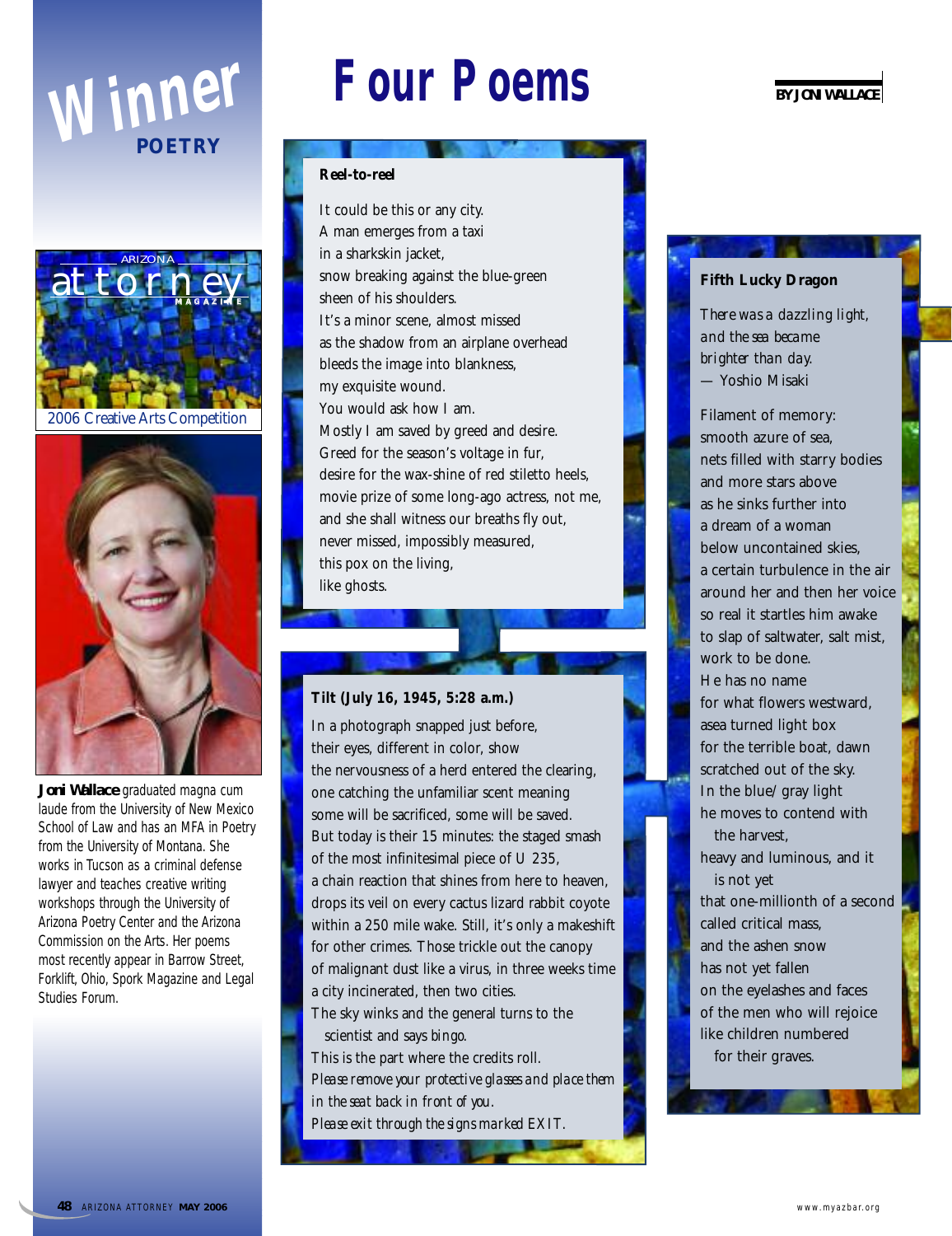# Winner

**POETRY**

ARIZONA attorney MAGAZINE

2006 Creative Arts Competition

**Joni Wallace** graduated magna cum laude from the University of New Mexico School of Law and has an MFA in Poetry from the University of Montana. She works in Tucson as a criminal defense lawyer and teaches creative writing workshops through the University of Arizona Poetry Center and the Arizona Commission on the Arts. Her poems most recently appear in Barrow Street, Forklift, Ohio, Spork Magazine and Legal Studies Forum.

# Four Poems

**BY JONI WALLACE**

### Reel-to-reel

It could be this or any city.
A man emerges from a taxi
in a sharkskin jacket,
snow breaking against the blue-green
sheen of his shoulders.
It's a minor scene, almost missed
as the shadow from an airplane overhead
bleeds the image into blankness,
my exquisite wound.
You would ask how I am.
Mostly I am saved by greed and desire.
Greed for the season's voltage in fur,
desire for the wax-shine of red stiletto heels,
movie prize of some long-ago actress, not me,
and she shall witness our breaths fly out,
never missed, impossibly measured,
this pox on the living,
like ghosts.

### Tilt (July 16, 1945, 5:28 a.m.)

In a photograph snapped just before,
their eyes, different in color, show
the nervousness of a herd entered the clearing,
one catching the unfamiliar scent meaning
some will be sacrificed, some will be saved.
But today is their 15 minutes: the staged smash
of the most infinitesimal piece of U 235,
a chain reaction that shines from here to heaven,
drops its veil on every cactus lizard rabbit coyote
within a 250 mile wake. Still, it's only a makeshift
for other crimes. Those trickle out the canopy
of malignant dust like a virus, in three weeks time
a city incinerated, then two cities.
The sky winks and the general turns to the
  scientist and says *bingo*.
This is the part where the credits roll.
*Please remove your protective glasses and place them*
*in the seat back in front of you.*
*Please exit through the signs marked EXIT.*

### Fifth Lucky Dragon

*There was a dazzling light,*
*and the sea became*
*brighter than day.*
— Yoshio Misaki

Filament of memory:
smooth azure of sea,
nets filled with starry bodies
and more stars above
as he sinks further into
a dream of a woman
below uncontained skies,
a certain turbulence in the air
around her and then her voice
so real it startles him awake
to slap of saltwater, salt mist,
work to be done.
He has no name
for what flowers westward,
asea turned light box
for the terrible boat, dawn
scratched out of the sky.
In the blue/gray light
he moves to contend with
  the harvest,
heavy and luminous, and it
  is not yet
that one-millionth of a second
called critical mass,
and the ashen snow
has not yet fallen
on the eyelashes and faces
of the men who will rejoice
like children numbered
  for their graves.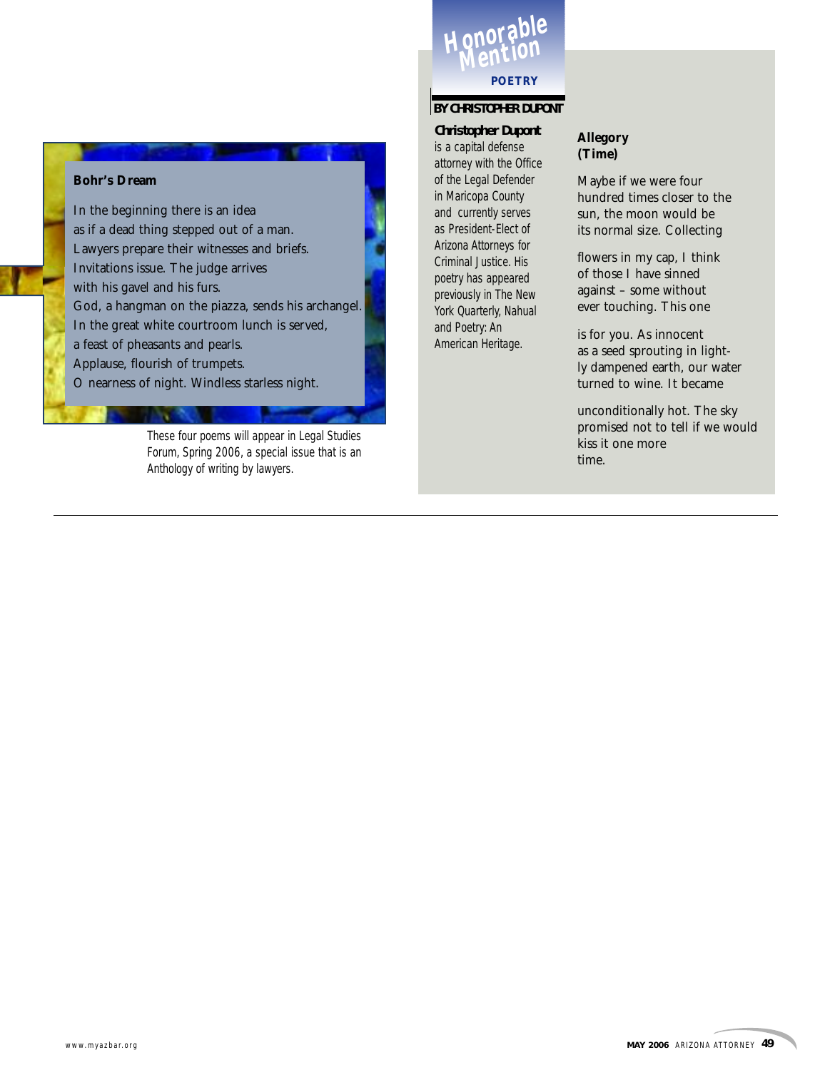## Bohr's Dream

In the beginning there is an idea
as if a dead thing stepped out of a man.
Lawyers prepare their witnesses and briefs.
Invitations issue. The judge arrives
with his gavel and his furs.
God, a hangman on the piazza, sends his archangel.
In the great white courtroom lunch is served,
a feast of pheasants and pearls.
Applause, flourish of trumpets.
O nearness of night. Windless starless night.

*These four poems will appear in Legal Studies Forum, Spring 2006, a special issue that is an Anthology of writing by lawyers.*

Honorable Mention

POETRY

**BY CHRISTOPHER DUPONT**

**Christopher Dupont** is a capital defense attorney with the Office of the Legal Defender in Maricopa County and currently serves as President-Elect of Arizona Attorneys for Criminal Justice. His poetry has appeared previously in The New York Quarterly, Nahual and Poetry: An American Heritage.

## Allegory (Time)

Maybe if we were four
hundred times closer to the
sun, the moon would be
its normal size. Collecting

flowers in my cap, I think
of those I have sinned
against – some without
ever touching. This one

is for you. As innocent
as a seed sprouting in light-
ly dampened earth, our water
turned to wine. It became

unconditionally hot. The sky
promised not to tell if we would
kiss it one more
time.